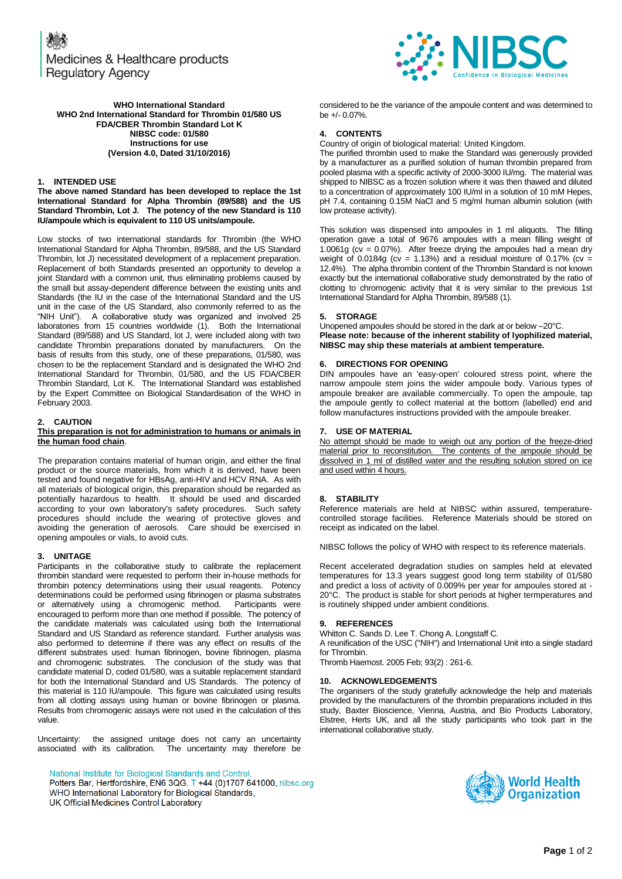Medicines & Healthcare products Regulatory Agency

**WHO International Standard**
**WHO 2nd International Standard for Thrombin 01/580 US FDA/CBER Thrombin Standard Lot K**
**NIBSC code: 01/580**
**Instructions for use**
**(Version 4.0, Dated 31/10/2016)**

## 1. INTENDED USE

**The above named Standard has been developed to replace the 1st International Standard for Alpha Thrombin (89/588) and the US Standard Thrombin, Lot J. The potency of the new Standard is 110 IU/ampoule which is equivalent to 110 US units/ampoule.**

Low stocks of two international standards for Thrombin (the WHO International Standard for Alpha Thrombin, 89/588, and the US Standard Thrombin, lot J) necessitated development of a replacement preparation. Replacement of both Standards presented an opportunity to develop a joint Standard with a common unit, thus eliminating problems caused by the small but assay-dependent difference between the existing units and Standards (the IU in the case of the International Standard and the US unit in the case of the US Standard, also commonly referred to as the "NIH Unit"). A collaborative study was organized and involved 25 laboratories from 15 countries worldwide (1). Both the International Standard (89/588) and US Standard, lot J, were included along with two candidate Thrombin preparations donated by manufacturers. On the basis of results from this study, one of these preparations, 01/580, was chosen to be the replacement Standard and is designated the WHO 2nd International Standard for Thrombin, 01/580, and the US FDA/CBER Thrombin Standard, Lot K. The International Standard was established by the Expert Committee on Biological Standardisation of the WHO in February 2003.

## 2. CAUTION

**<u>This preparation is not for administration to humans or animals in the human food chain</u>**.

The preparation contains material of human origin, and either the final product or the source materials, from which it is derived, have been tested and found negative for HBsAg, anti-HIV and HCV RNA. As with all materials of biological origin, this preparation should be regarded as potentially hazardous to health. It should be used and discarded according to your own laboratory's safety procedures. Such safety procedures should include the wearing of protective gloves and avoiding the generation of aerosols. Care should be exercised in opening ampoules or vials, to avoid cuts.

## 3. UNITAGE

Participants in the collaborative study to calibrate the replacement thrombin standard were requested to perform their in-house methods for thrombin potency determinations using their usual reagents. Potency determinations could be performed using fibrinogen or plasma substrates or alternatively using a chromogenic method. Participants were encouraged to perform more than one method if possible. The potency of the candidate materials was calculated using both the International Standard and US Standard as reference standard. Further analysis was also performed to determine if there was any effect on results of the different substrates used: human fibrinogen, bovine fibrinogen, plasma and chromogenic substrates. The conclusion of the study was that candidate material D, coded 01/580, was a suitable replacement standard for both the International Standard and US Standards. The potency of this material is 110 IU/ampoule. This figure was calculated using results from all clotting assays using human or bovine fibrinogen or plasma. Results from chromogenic assays were not used in the calculation of this value.

Uncertainty: the assigned unitage does not carry an uncertainty associated with its calibration. The uncertainty may therefore be considered to be the variance of the ampoule content and was determined to be +/- 0.07%.

## 4. CONTENTS

Country of origin of biological material: United Kingdom.
The purified thrombin used to make the Standard was generously provided by a manufacturer as a purified solution of human thrombin prepared from pooled plasma with a specific activity of 2000-3000 IU/mg. The material was shipped to NIBSC as a frozen solution where it was then thawed and diluted to a concentration of approximately 100 IU/ml in a solution of 10 mM Hepes, pH 7.4, containing 0.15M NaCl and 5 mg/ml human albumin solution (with low protease activity).

This solution was dispensed into ampoules in 1 ml aliquots. The filling operation gave a total of 9676 ampoules with a mean filling weight of 1.0061g (cv = 0.07%). After freeze drying the ampoules had a mean dry weight of 0.0184g (cv = 1.13%) and a residual moisture of 0.17% (cv = 12.4%). The alpha thrombin content of the Thrombin Standard is not known exactly but the international collaborative study demonstrated by the ratio of clotting to chromogenic activity that it is very similar to the previous 1st International Standard for Alpha Thrombin, 89/588 (1).

## 5. STORAGE

Unopened ampoules should be stored in the dark at or below –20°C.
**Please note: because of the inherent stability of lyophilized material, NIBSC may ship these materials at ambient temperature.**

## 6. DIRECTIONS FOR OPENING

DIN ampoules have an 'easy-open' coloured stress point, where the narrow ampoule stem joins the wider ampoule body. Various types of ampoule breaker are available commercially. To open the ampoule, tap the ampoule gently to collect material at the bottom (labelled) end and follow manufactures instructions provided with the ampoule breaker.

## 7. USE OF MATERIAL

<u>No attempt should be made to weigh out any portion of the freeze-dried material prior to reconstitution. The contents of the ampoule should be dissolved in 1 ml of distilled water and the resulting solution stored on ice and used within 4 hours.</u>

## 8. STABILITY

Reference materials are held at NIBSC within assured, temperature-controlled storage facilities. Reference Materials should be stored on receipt as indicated on the label.

NIBSC follows the policy of WHO with respect to its reference materials.

Recent accelerated degradation studies on samples held at elevated temperatures for 13.3 years suggest good long term stability of 01/580 and predict a loss of activity of 0.009% per year for ampoules stored at -20°C. The product is stable for short periods at higher termperatures and is routinely shipped under ambient conditions.

## 9. REFERENCES

Whitton C. Sands D. Lee T. Chong A. Longstaff C.
A reunification of the USC ("NIH") and International Unit into a single stadard for Thrombin.
Thromb Haemost. 2005 Feb; 93(2) : 261-6.

## 10. ACKNOWLEDGEMENTS

The organisers of the study gratefully acknowledge the help and materials provided by the manufacturers of the thrombin preparations included in this study, Baxter Bioscience, Vienna, Austria, and Bio Products Laboratory, Elstree, Herts UK, and all the study participants who took part in the international collaborative study.

National Institute for Biological Standards and Control,
Potters Bar, Hertfordshire, EN6 3QG. T +44 (0)1707 641000, nibsc.org
WHO International Laboratory for Biological Standards,
UK Official Medicines Control Laboratory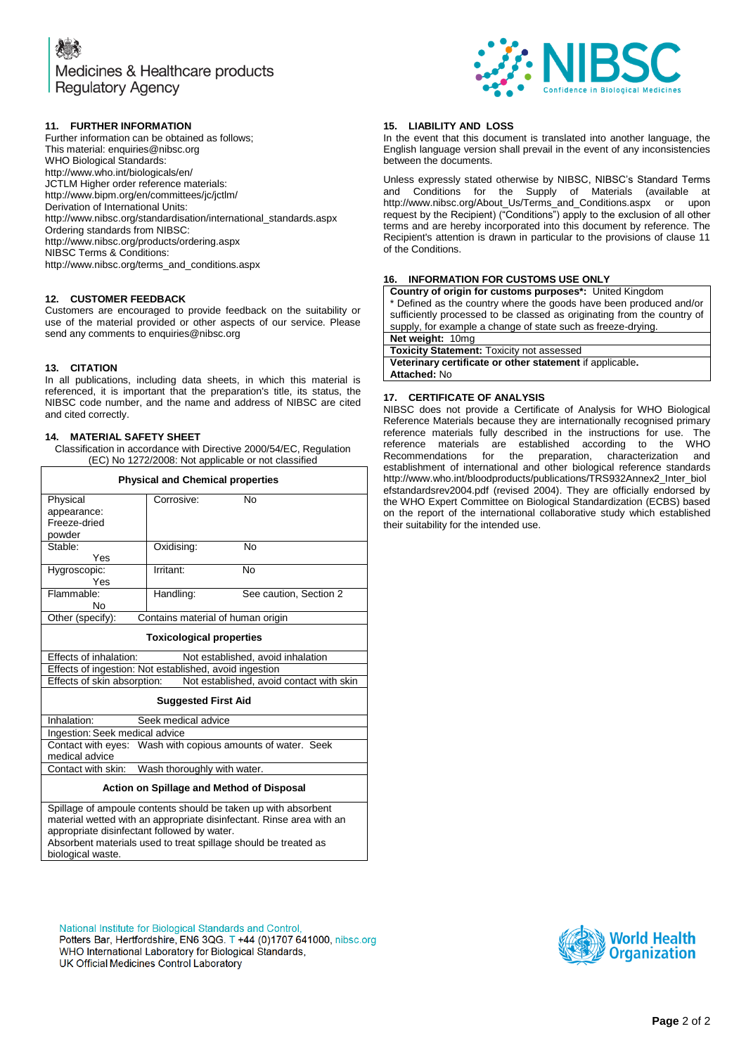## 11. FURTHER INFORMATION

Further information can be obtained as follows;
This material: enquiries@nibsc.org
WHO Biological Standards:
http://www.who.int/biologicals/en/
JCTLM Higher order reference materials:
http://www.bipm.org/en/committees/jc/jctlm/
Derivation of International Units:
http://www.nibsc.org/standardisation/international_standards.aspx
Ordering standards from NIBSC:
http://www.nibsc.org/products/ordering.aspx
NIBSC Terms & Conditions:
http://www.nibsc.org/terms_and_conditions.aspx

## 12. CUSTOMER FEEDBACK

Customers are encouraged to provide feedback on the suitability or use of the material provided or other aspects of our service. Please send any comments to enquiries@nibsc.org

## 13. CITATION

In all publications, including data sheets, in which this material is referenced, it is important that the preparation's title, its status, the NIBSC code number, and the name and address of NIBSC are cited and cited correctly.

## 14. MATERIAL SAFETY SHEET

Classification in accordance with Directive 2000/54/EC, Regulation (EC) No 1272/2008: Not applicable or not classified

| **Physical and Chemical properties** | | |
|---|---|---|
| Physical appearance: Freeze-dried powder | Corrosive: | No |
| Stable: Yes | Oxidising: | No |
| Hygroscopic: Yes | Irritant: | No |
| Flammable: No | Handling: | See caution, Section 2 |
| Other (specify): | Contains material of human origin | |
| **Toxicological properties** | | |
| Effects of inhalation: | Not established, avoid inhalation | |
| Effects of ingestion: | Not established, avoid ingestion | |
| Effects of skin absorption: | Not established, avoid contact with skin | |
| **Suggested First Aid** | | |
| Inhalation: | Seek medical advice | |
| Ingestion: | Seek medical advice | |
| Contact with eyes: | Wash with copious amounts of water. Seek medical advice | |
| Contact with skin: | Wash thoroughly with water. | |
| **Action on Spillage and Method of Disposal** | | |
| Spillage of ampoule contents should be taken up with absorbent material wetted with an appropriate disinfectant. Rinse area with an appropriate disinfectant followed by water. Absorbent materials used to treat spillage should be treated as biological waste. | | |

## 15. LIABILITY AND LOSS

In the event that this document is translated into another language, the English language version shall prevail in the event of any inconsistencies between the documents.

Unless expressly stated otherwise by NIBSC, NIBSC's Standard Terms and Conditions for the Supply of Materials (available at http://www.nibsc.org/About_Us/Terms_and_Conditions.aspx or upon request by the Recipient) ("Conditions") apply to the exclusion of all other terms and are hereby incorporated into this document by reference. The Recipient's attention is drawn in particular to the provisions of clause 11 of the Conditions.

## 16. INFORMATION FOR CUSTOMS USE ONLY

| |
|---|
| **Country of origin for customs purposes*:** United Kingdom<br>* Defined as the country where the goods have been produced and/or sufficiently processed to be classed as originating from the country of supply, for example a change of state such as freeze-drying. |
| **Net weight:** 10mg |
| **Toxicity Statement:** Toxicity not assessed |
| **Veterinary certificate or other statement** if applicable.<br>**Attached:** No |

## 17. CERTIFICATE OF ANALYSIS

NIBSC does not provide a Certificate of Analysis for WHO Biological Reference Materials because they are internationally recognised primary reference materials fully described in the instructions for use. The reference materials are established according to the WHO Recommendations for the preparation, characterization and establishment of international and other biological reference standards http://www.who.int/bloodproducts/publications/TRS932Annex2_Inter_biolefstandardsrev2004.pdf (revised 2004). They are officially endorsed by the WHO Expert Committee on Biological Standardization (ECBS) based on the report of the international collaborative study which established their suitability for the intended use.

National Institute for Biological Standards and Control,
Potters Bar, Hertfordshire, EN6 3QG. T +44 (0)1707 641000, nibsc.org
WHO International Laboratory for Biological Standards,
UK Official Medicines Control Laboratory